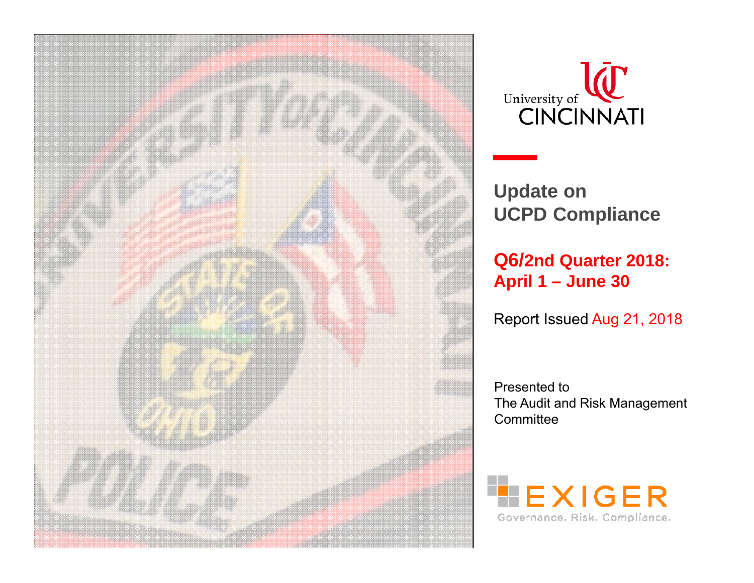University of CINCINNATI

# Update on UCPD Compliance

## Q6/2nd Quarter 2018: April 1 – June 30

Report Issued Aug 21, 2018

Presented to
The Audit and Risk Management Committee

EXIGER
Governance. Risk. Compliance.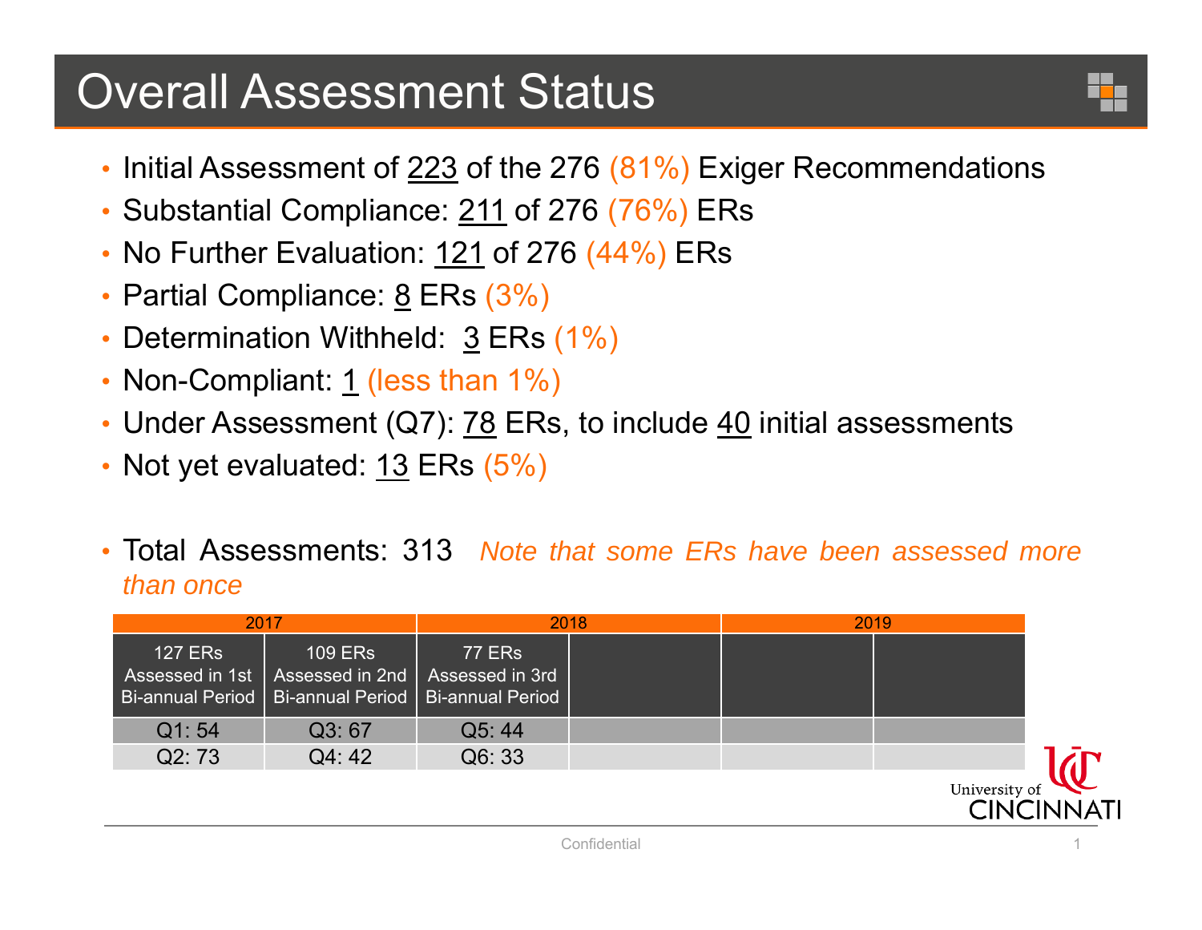# Overall Assessment Status

- Initial Assessment of 223 of the 276 (81%) Exiger Recommendations
- Substantial Compliance: 211 of 276 (76%) ERs
- No Further Evaluation: 121 of 276 (44%) ERs
- Partial Compliance: 8 ERs (3%)
- Determination Withheld: 3 ERs (1%)
- Non-Compliant: 1 (less than 1%)
- Under Assessment (Q7): 78 ERs, to include 40 initial assessments
- Not yet evaluated: 13 ERs (5%)

- Total Assessments: 313 *Note that some ERs have been assessed more than once*

| 2017 | | 2018 | | 2019 | |
|---|---|---|---|---|---|
| 127 ERs Assessed in 1st Bi-annual Period | 109 ERs Assessed in 2nd Bi-annual Period | 77 ERs Assessed in 3rd Bi-annual Period | | | |
| Q1: 54 | Q3: 67 | Q5: 44 | | | |
| Q2: 73 | Q4: 42 | Q6: 33 | | | |

Confidential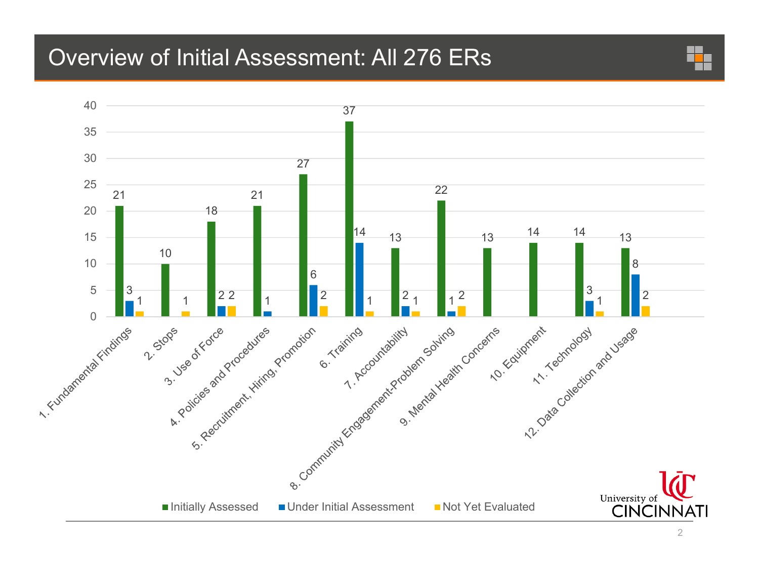# Overview of Initial Assessment: All 276 ERs

| Category | Initially Assessed | Under Initial Assessment | Not Yet Evaluated |
|---|---|---|---|
| 1. Fundamental Findings | 21 | 3 | 1 |
| 2. Stops | 10 | | 1 |
| 3. Use of Force | 18 | 2 | 2 |
| 4. Policies and Procedures | 21 | 1 | |
| 5. Recruitment, Hiring, Promotion | 27 | 6 | 2 |
| 6. Training | 37 | 14 | 1 |
| 7. Accountability | 13 | 2 | 1 |
| 8. Community Engagement-Problem Solving | 22 | 1 | 2 |
| 9. Mental Health Concerns | 13 | | |
| 10. Equipment | 14 | | |
| 11. Technology | 14 | 3 | 1 |
| 12. Data Collection and Usage | 13 | 8 | 2 |

University of Cincinnati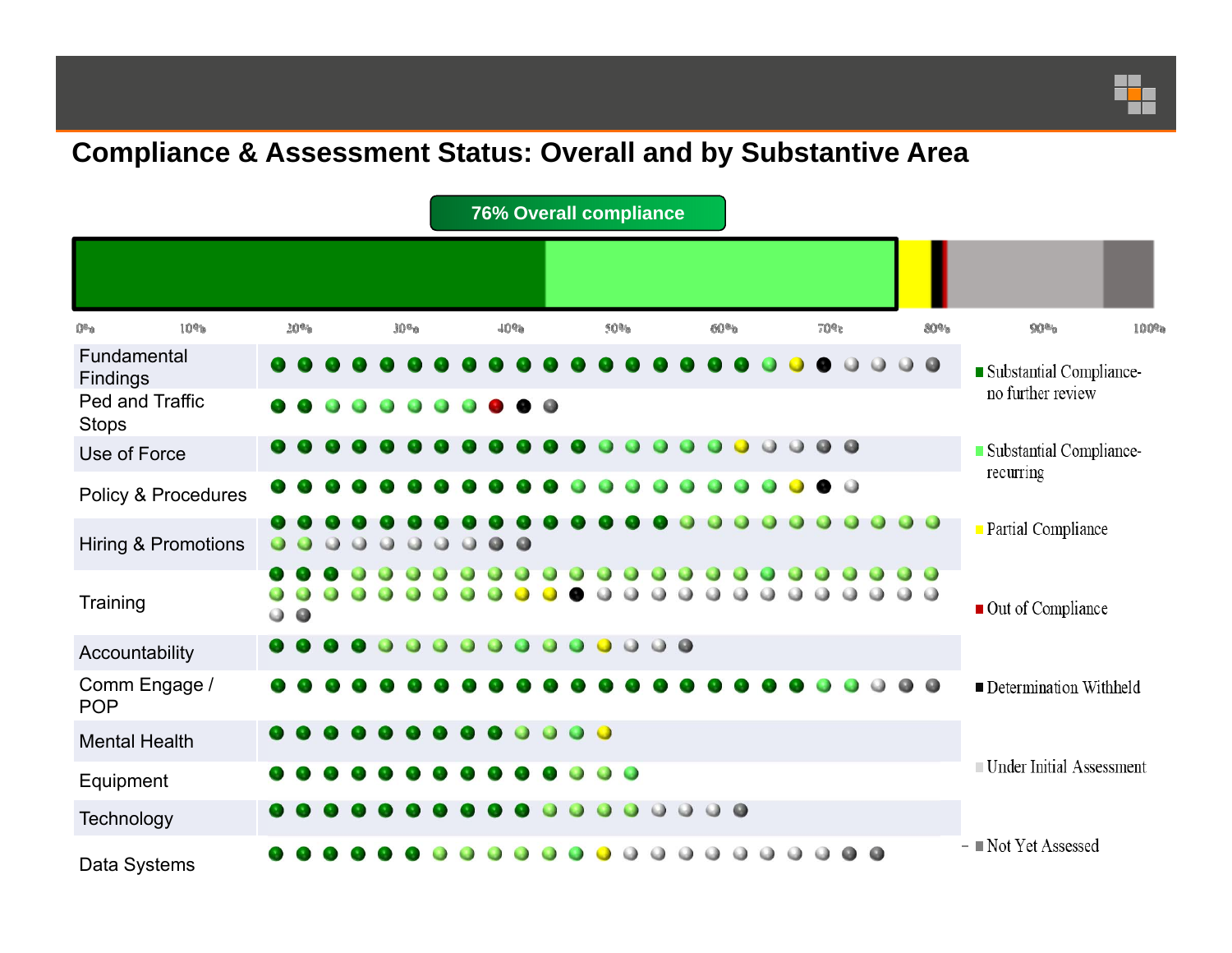## Compliance & Assessment Status: Overall and by Substantive Area

**76% Overall compliance**

0% 10% 20% 30% 40% 50% 60% 70% 80% 90% 100%

- Fundamental Findings
- Ped and Traffic Stops
- Use of Force
- Policy & Procedures
- Hiring & Promotions
- Training
- Accountability
- Comm Engage / POP
- Mental Health
- Equipment
- Technology
- Data Systems

Legend:

- Substantial Compliance- no further review
- Substantial Compliance- recurring
- Partial Compliance
- Out of Compliance
- Determination Withheld
- Under Initial Assessment
- Not Yet Assessed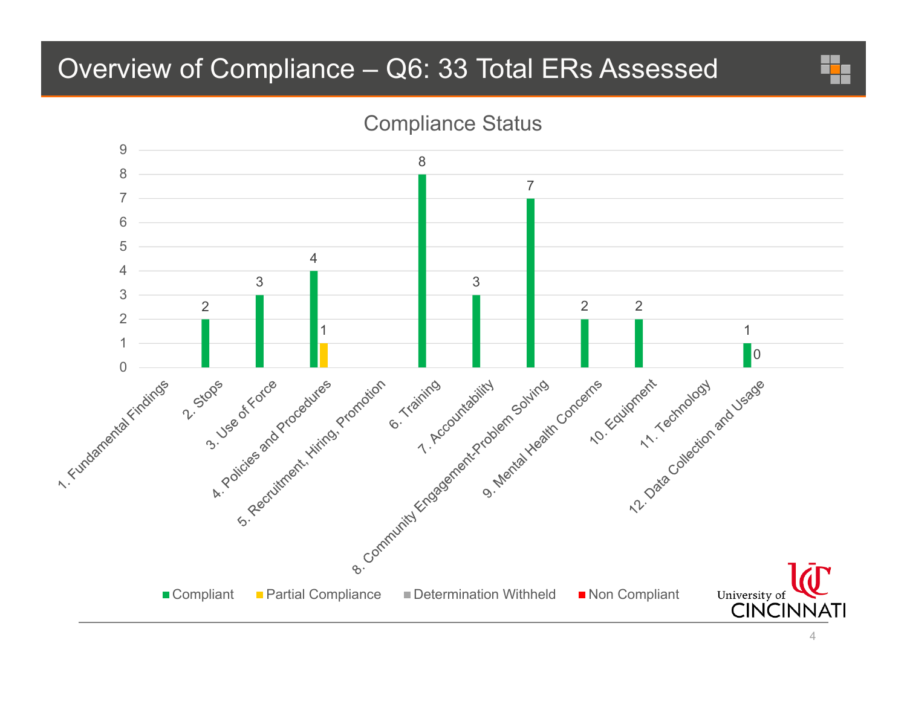# Overview of Compliance – Q6: 33 Total ERs Assessed

## Compliance Status

| Category | Compliant | Partial Compliance | Determination Withheld | Non Compliant |
|---|---|---|---|---|
| 1. Fundamental Findings | | | | |
| 2. Stops | 2 | | | |
| 3. Use of Force | 3 | | | |
| 4. Policies and Procedures | 4 | 1 | | |
| 5. Recruitment, Hiring, Promotion | | | | |
| 6. Training | 8 | | | |
| 7. Accountability | 3 | | | |
| 8. Community Engagement-Problem Solving | 7 | | | |
| 9. Mental Health Concerns | 2 | | | |
| 10. Equipment | 2 | | | |
| 11. Technology | | | | |
| 12. Data Collection and Usage | 1 | 0 | | |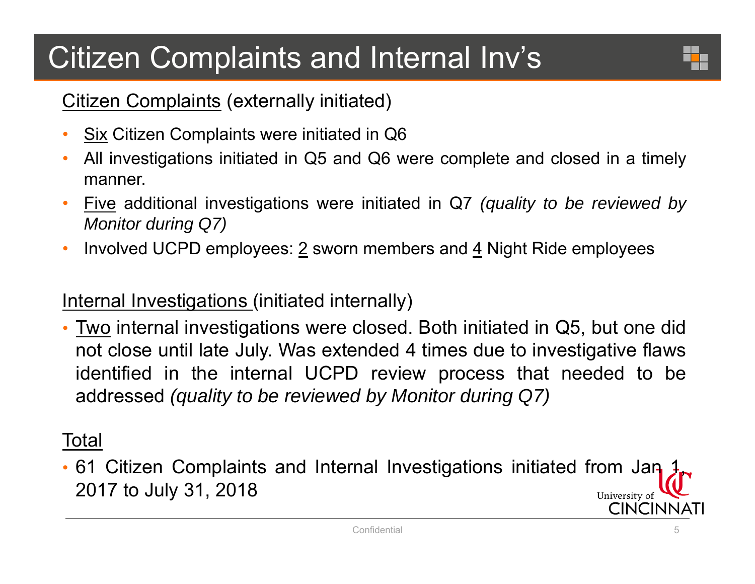# Citizen Complaints and Internal Inv's

Citizen Complaints (externally initiated)

- Six Citizen Complaints were initiated in Q6
- All investigations initiated in Q5 and Q6 were complete and closed in a timely manner.
- Five additional investigations were initiated in Q7 *(quality to be reviewed by Monitor during Q7)*
- Involved UCPD employees: 2 sworn members and 4 Night Ride employees

Internal Investigations (initiated internally)

- Two internal investigations were closed. Both initiated in Q5, but one did not close until late July. Was extended 4 times due to investigative flaws identified in the internal UCPD review process that needed to be addressed *(quality to be reviewed by Monitor during Q7)*

Total

- 61 Citizen Complaints and Internal Investigations initiated from Jan 1, 2017 to July 31, 2018

Confidential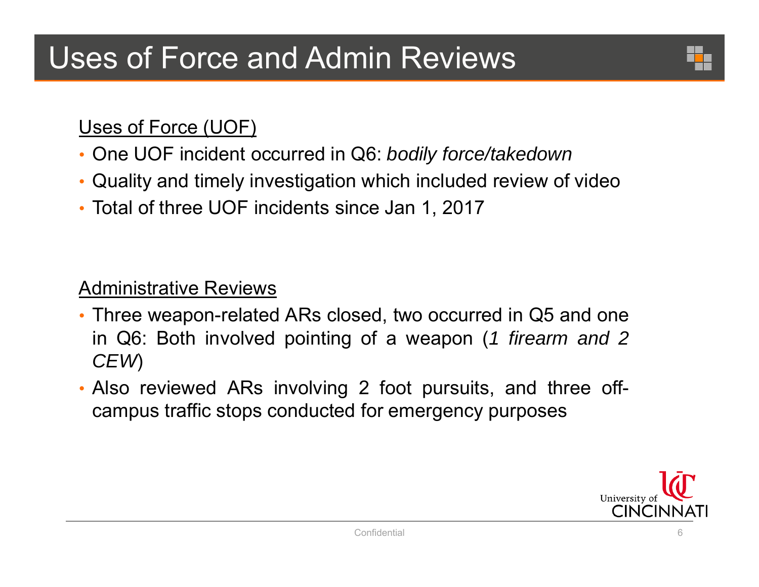# Uses of Force and Admin Reviews

Uses of Force (UOF)

- One UOF incident occurred in Q6: *bodily force/takedown*
- Quality and timely investigation which included review of video
- Total of three UOF incidents since Jan 1, 2017

Administrative Reviews

- Three weapon-related ARs closed, two occurred in Q5 and one in Q6: Both involved pointing of a weapon (*1 firearm and 2 CEW*)
- Also reviewed ARs involving 2 foot pursuits, and three off-campus traffic stops conducted for emergency purposes

University of CINCINNATI

Confidential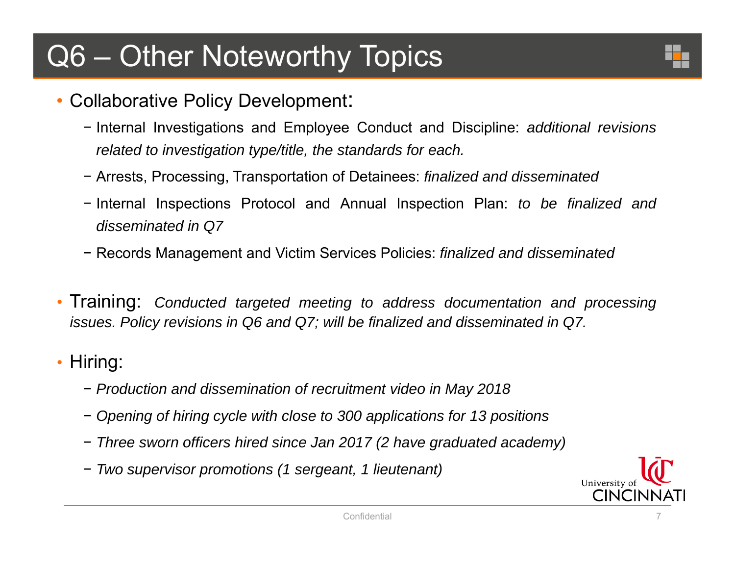# Q6 – Other Noteworthy Topics

- Collaborative Policy Development:
  - Internal Investigations and Employee Conduct and Discipline: *additional revisions related to investigation type/title, the standards for each.*
  - Arrests, Processing, Transportation of Detainees: *finalized and disseminated*
  - Internal Inspections Protocol and Annual Inspection Plan: *to be finalized and disseminated in Q7*
  - Records Management and Victim Services Policies: *finalized and disseminated*

- Training: *Conducted targeted meeting to address documentation and processing issues. Policy revisions in Q6 and Q7; will be finalized and disseminated in Q7.*

- Hiring:
  - *Production and dissemination of recruitment video in May 2018*
  - *Opening of hiring cycle with close to 300 applications for 13 positions*
  - *Three sworn officers hired since Jan 2017 (2 have graduated academy)*
  - *Two supervisor promotions (1 sergeant, 1 lieutenant)*

University of CINCINNATI

Confidential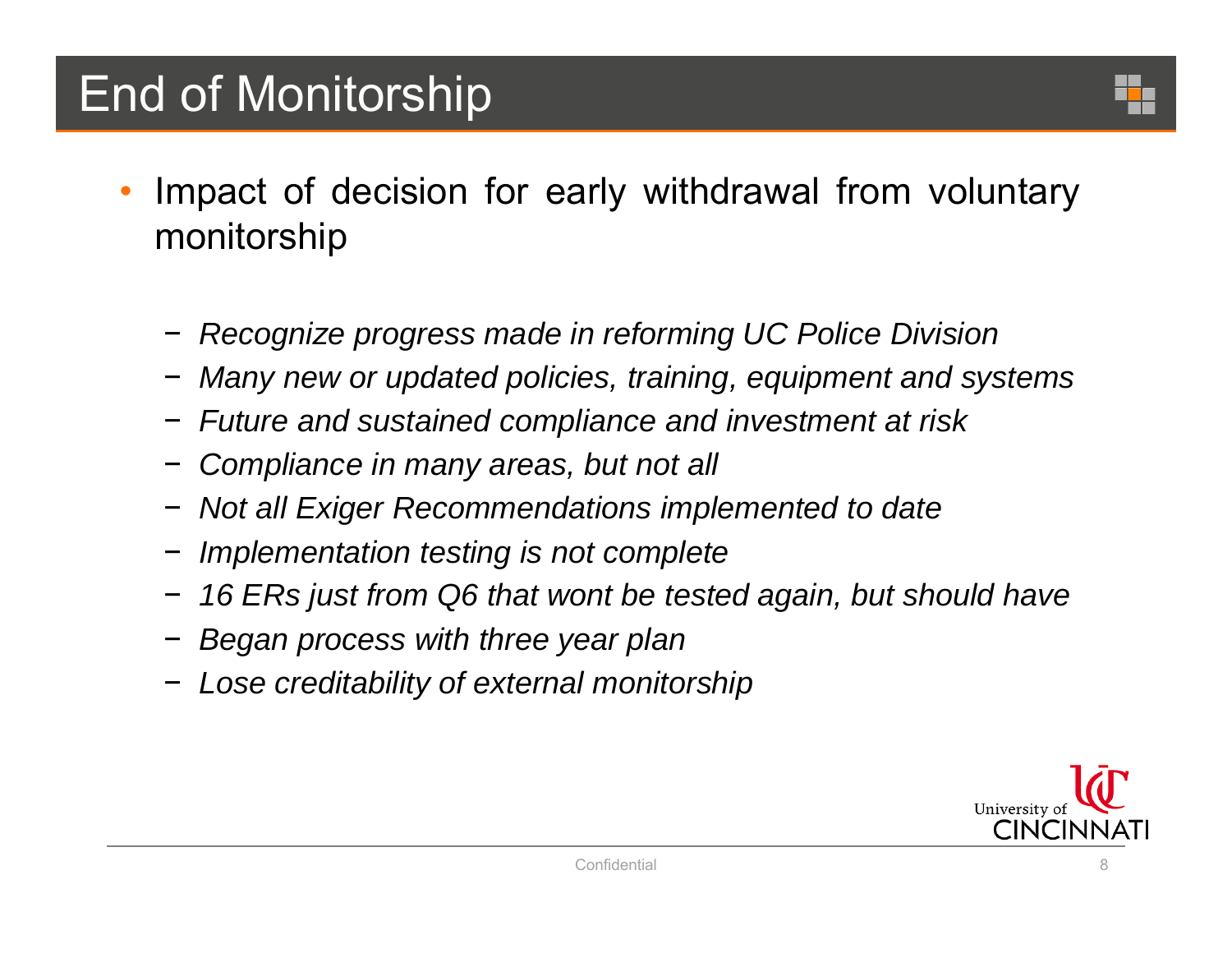# End of Monitorship

- Impact of decision for early withdrawal from voluntary monitorship
  - *Recognize progress made in reforming UC Police Division*
  - *Many new or updated policies, training, equipment and systems*
  - *Future and sustained compliance and investment at risk*
  - *Compliance in many areas, but not all*
  - *Not all Exiger Recommendations implemented to date*
  - *Implementation testing is not complete*
  - *16 ERs just from Q6 that wont be tested again, but should have*
  - *Began process with three year plan*
  - *Lose creditability of external monitorship*

Confidential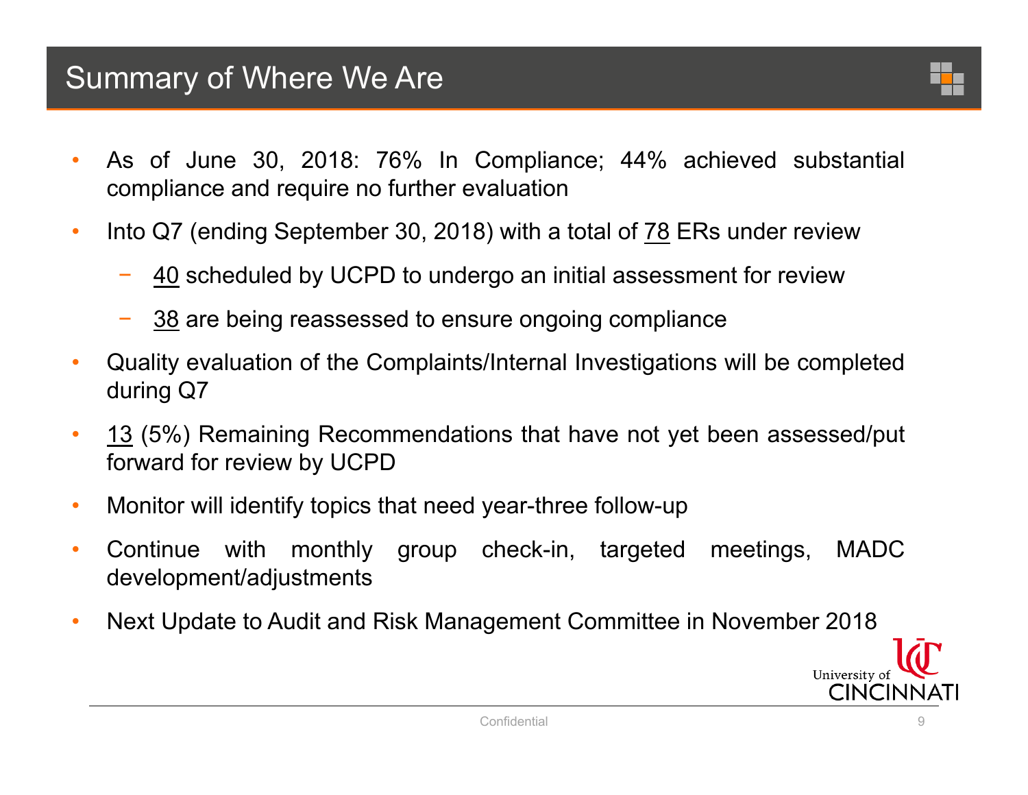# Summary of Where We Are

- As of June 30, 2018: 76% In Compliance; 44% achieved substantial compliance and require no further evaluation
- Into Q7 (ending September 30, 2018) with a total of 78 ERs under review
  - 40 scheduled by UCPD to undergo an initial assessment for review
  - 38 are being reassessed to ensure ongoing compliance
- Quality evaluation of the Complaints/Internal Investigations will be completed during Q7
- 13 (5%) Remaining Recommendations that have not yet been assessed/put forward for review by UCPD
- Monitor will identify topics that need year-three follow-up
- Continue with monthly group check-in, targeted meetings, MADC development/adjustments
- Next Update to Audit and Risk Management Committee in November 2018

University of CINCINNATI

Confidential